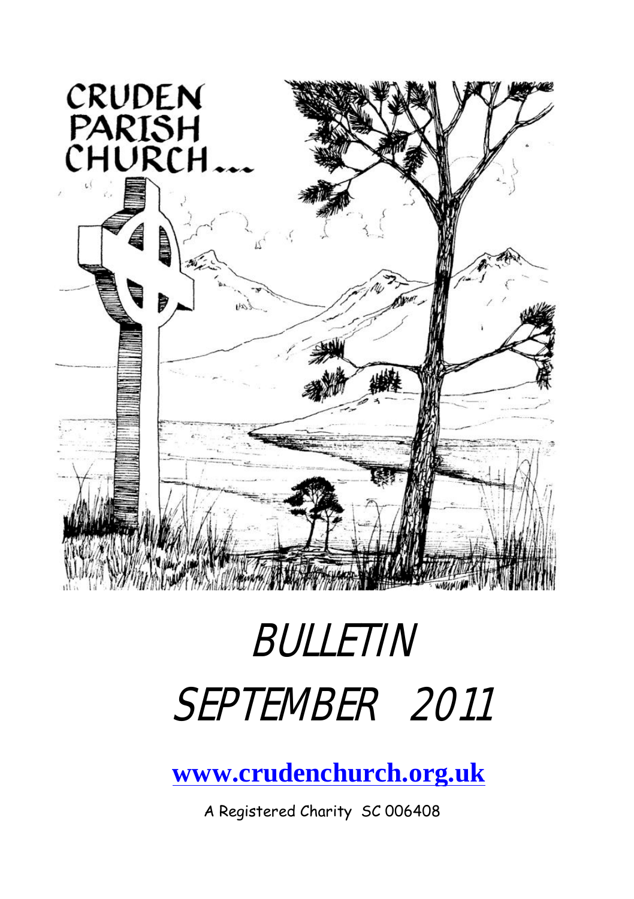CRUDEN PARISH CHURCH...

# BULLETIN

# SEPTEMBER 2011

**www.crudenchurch.org.uk**

A Registered Charity SC 006408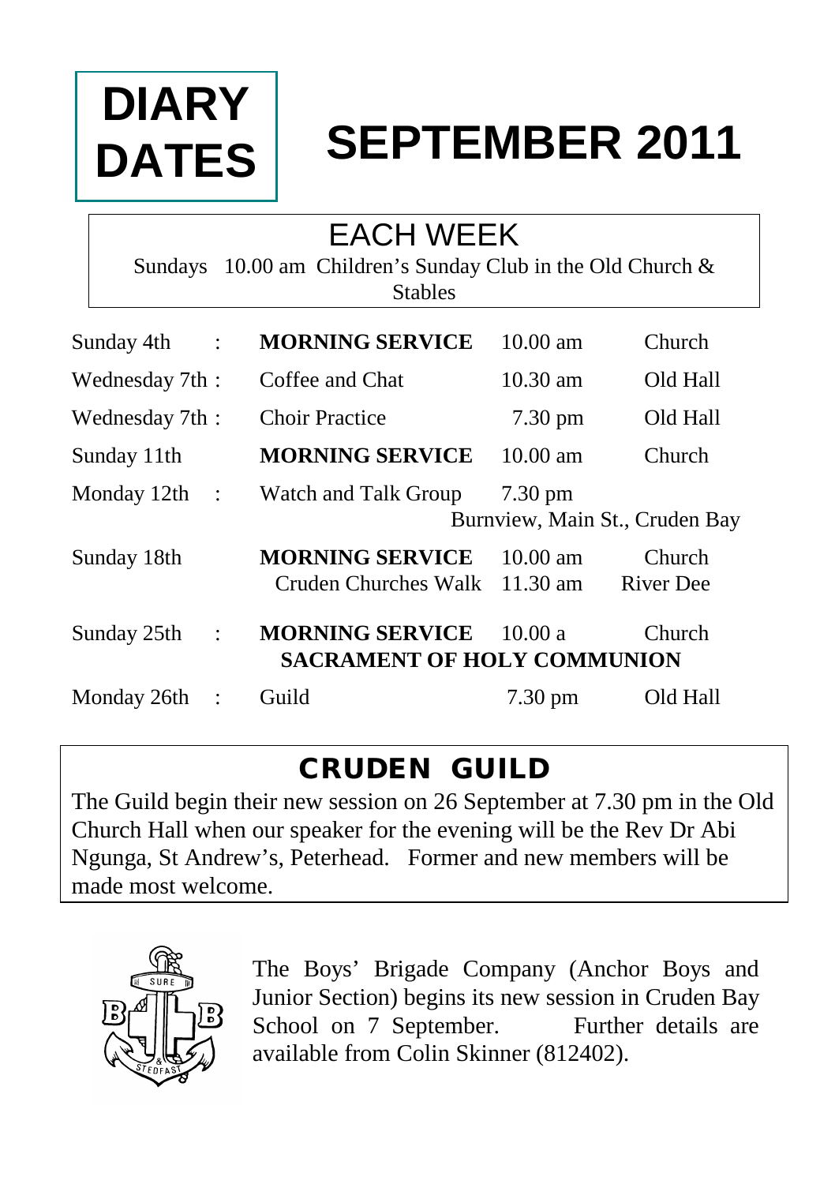# DIARY DATES

# SEPTEMBER 2011

## EACH WEEK

Sundays 10.00 am Children's Sunday Club in the Old Church & Stables

| | | | |
|---|---|---|---|
| Sunday 4th : | **MORNING SERVICE** | 10.00 am | Church |
| Wednesday 7th : | Coffee and Chat | 10.30 am | Old Hall |
| Wednesday 7th : | Choir Practice | 7.30 pm | Old Hall |
| Sunday 11th | **MORNING SERVICE** | 10.00 am | Church |
| Monday 12th : | Watch and Talk Group | 7.30 pm | Burnview, Main St., Cruden Bay |
| Sunday 18th | **MORNING SERVICE** | 10.00 am | Church |
| | Cruden Churches Walk | 11.30 am | River Dee |
| Sunday 25th : | **MORNING SERVICE** | 10.00 a | Church |
| | **SACRAMENT OF HOLY COMMUNION** | | |
| Monday 26th : | Guild | 7.30 pm | Old Hall |

## CRUDEN GUILD

The Guild begin their new session on 26 September at 7.30 pm in the Old Church Hall when our speaker for the evening will be the Rev Dr Abi Ngunga, St Andrew's, Peterhead. Former and new members will be made most welcome.

The Boys' Brigade Company (Anchor Boys and Junior Section) begins its new session in Cruden Bay School on 7 September. Further details are available from Colin Skinner (812402).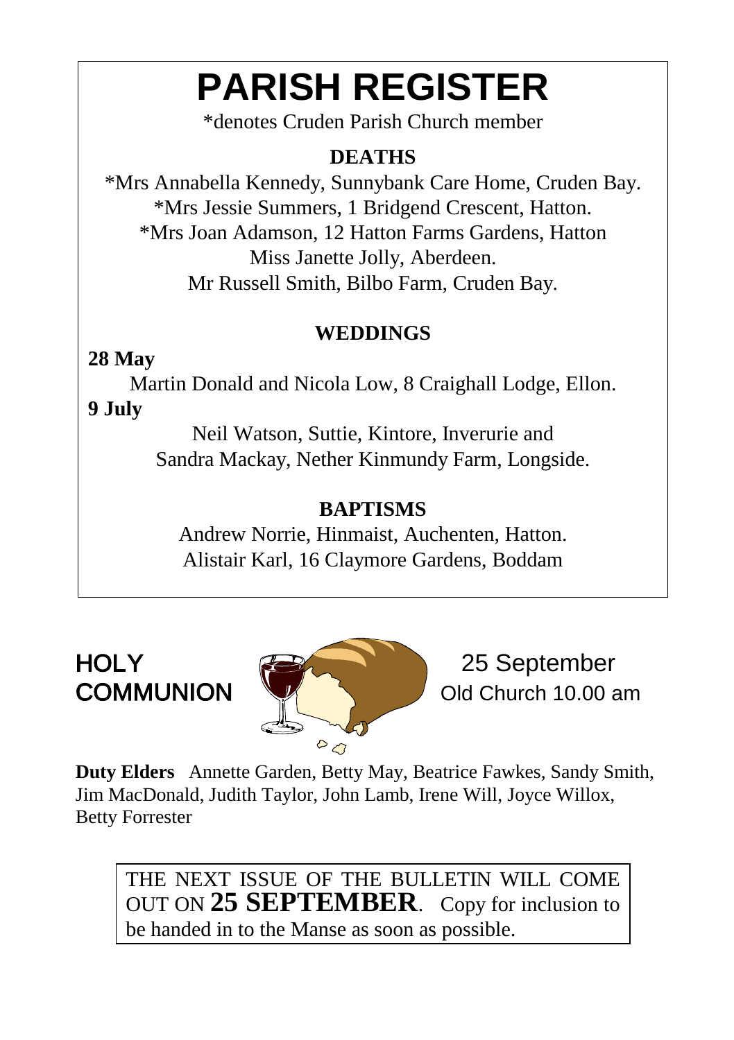# PARISH REGISTER

*denotes Cruden Parish Church member

## DEATHS

*Mrs Annabella Kennedy, Sunnybank Care Home, Cruden Bay.
*Mrs Jessie Summers, 1 Bridgend Crescent, Hatton.
*Mrs Joan Adamson, 12 Hatton Farms Gardens, Hatton
Miss Janette Jolly, Aberdeen.
Mr Russell Smith, Bilbo Farm, Cruden Bay.

## WEDDINGS

**28 May**

Martin Donald and Nicola Low, 8 Craighall Lodge, Ellon.

**9 July**

Neil Watson, Suttie, Kintore, Inverurie and
Sandra Mackay, Nether Kinmundy Farm, Longside.

## BAPTISMS

Andrew Norrie, Hinmaist, Auchenten, Hatton.
Alistair Karl, 16 Claymore Gardens, Boddam

## HOLY COMMUNION

25 September
Old Church 10.00 am

**Duty Elders** Annette Garden, Betty May, Beatrice Fawkes, Sandy Smith, Jim MacDonald, Judith Taylor, John Lamb, Irene Will, Joyce Willox, Betty Forrester

THE NEXT ISSUE OF THE BULLETIN WILL COME OUT ON **25 SEPTEMBER**. Copy for inclusion to be handed in to the Manse as soon as possible.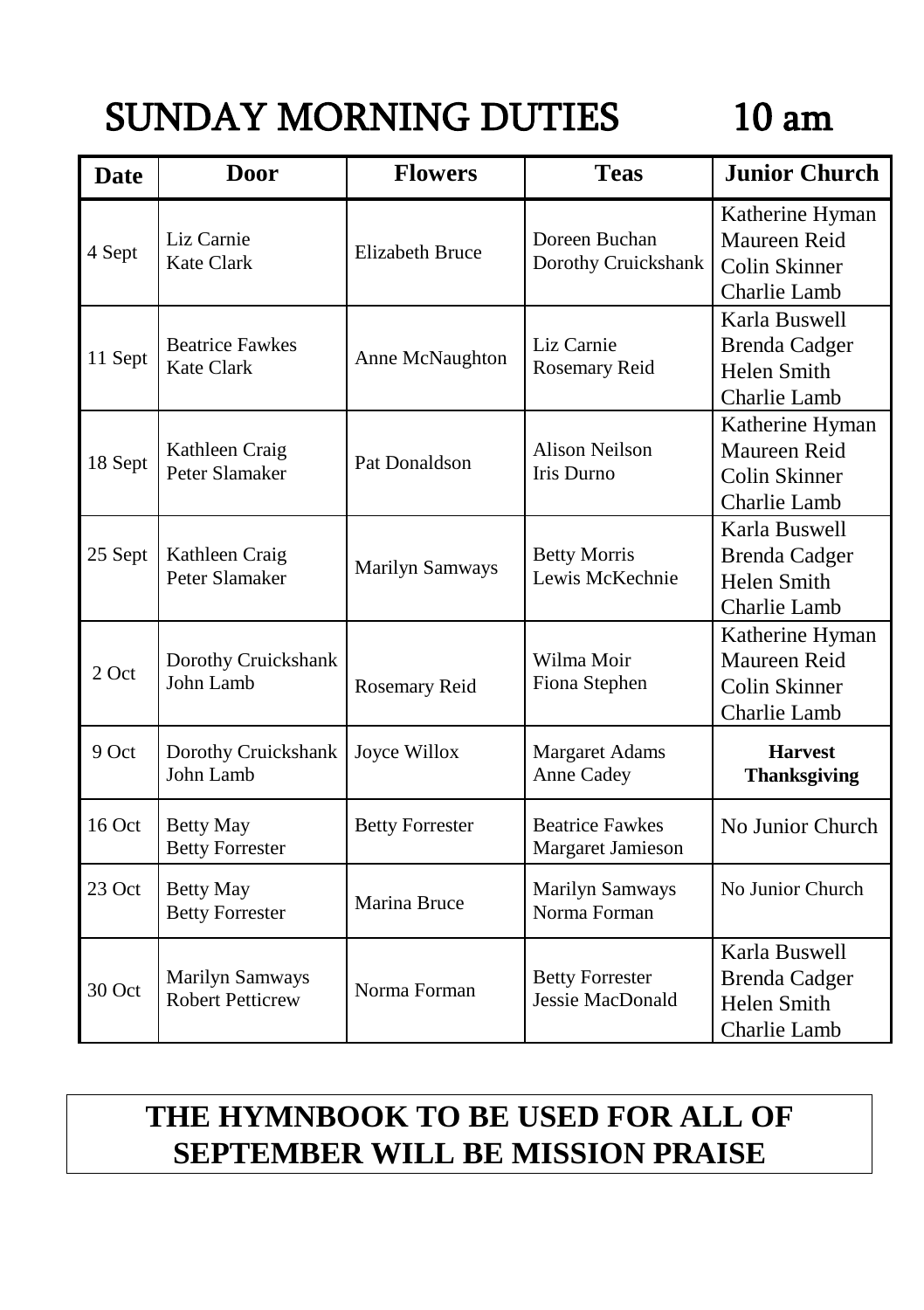# SUNDAY MORNING DUTIES 10 am

| Date | Door | Flowers | Teas | Junior Church |
|---|---|---|---|---|
| 4 Sept | Liz Carnie<br>Kate Clark | Elizabeth Bruce | Doreen Buchan<br>Dorothy Cruickshank | Katherine Hyman<br>Maureen Reid<br>Colin Skinner<br>Charlie Lamb |
| 11 Sept | Beatrice Fawkes<br>Kate Clark | Anne McNaughton | Liz Carnie<br>Rosemary Reid | Karla Buswell<br>Brenda Cadger<br>Helen Smith<br>Charlie Lamb |
| 18 Sept | Kathleen Craig<br>Peter Slamaker | Pat Donaldson | Alison Neilson<br>Iris Durno | Katherine Hyman<br>Maureen Reid<br>Colin Skinner<br>Charlie Lamb |
| 25 Sept | Kathleen Craig<br>Peter Slamaker | Marilyn Samways | Betty Morris<br>Lewis McKechnie | Karla Buswell<br>Brenda Cadger<br>Helen Smith<br>Charlie Lamb |
| 2 Oct | Dorothy Cruickshank<br>John Lamb | Rosemary Reid | Wilma Moir<br>Fiona Stephen | Katherine Hyman<br>Maureen Reid<br>Colin Skinner<br>Charlie Lamb |
| 9 Oct | Dorothy Cruickshank<br>John Lamb | Joyce Willox | Margaret Adams<br>Anne Cadey | **Harvest Thanksgiving** |
| 16 Oct | Betty May<br>Betty Forrester | Betty Forrester | Beatrice Fawkes<br>Margaret Jamieson | No Junior Church |
| 23 Oct | Betty May<br>Betty Forrester | Marina Bruce | Marilyn Samways<br>Norma Forman | No Junior Church |
| 30 Oct | Marilyn Samways<br>Robert Petticrew | Norma Forman | Betty Forrester<br>Jessie MacDonald | Karla Buswell<br>Brenda Cadger<br>Helen Smith<br>Charlie Lamb |

**THE HYMNBOOK TO BE USED FOR ALL OF SEPTEMBER WILL BE MISSION PRAISE**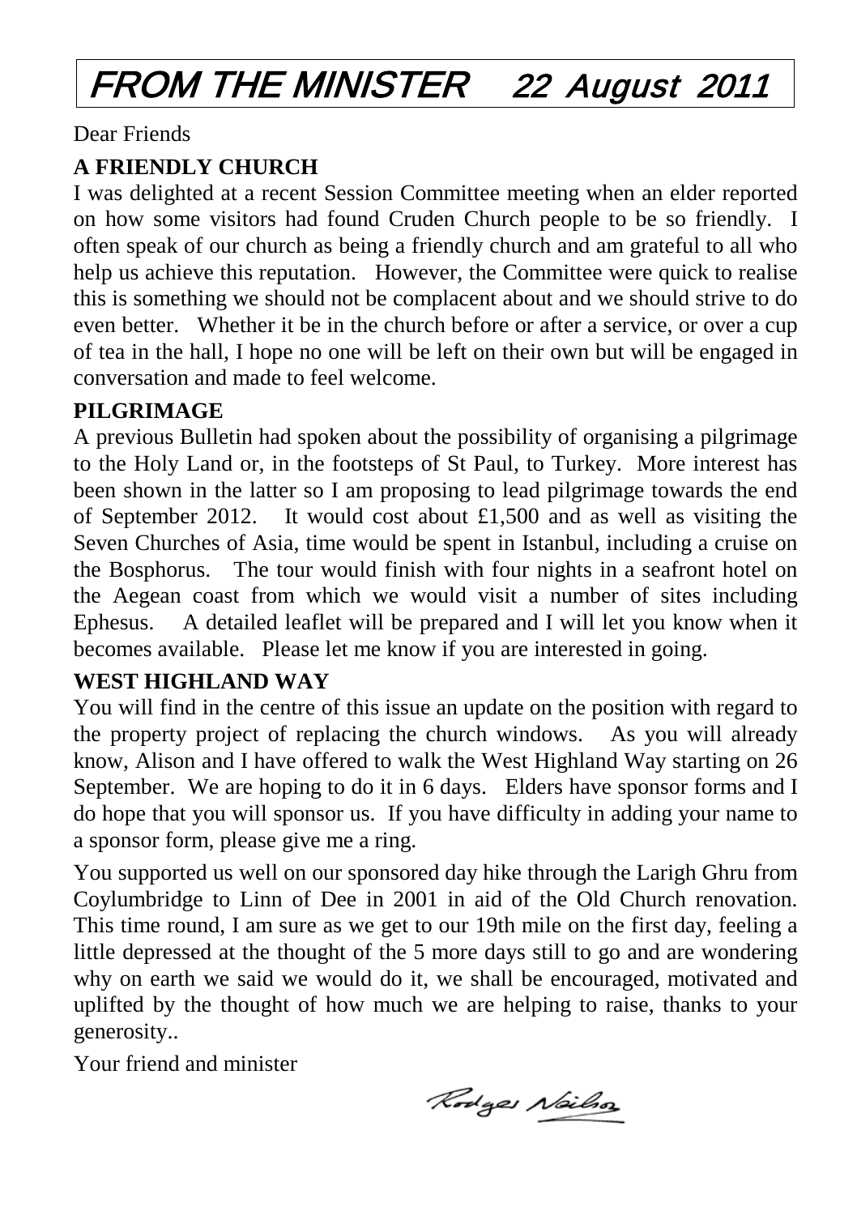# FROM THE MINISTER 22 August 2011

Dear Friends

**A FRIENDLY CHURCH**

I was delighted at a recent Session Committee meeting when an elder reported on how some visitors had found Cruden Church people to be so friendly. I often speak of our church as being a friendly church and am grateful to all who help us achieve this reputation. However, the Committee were quick to realise this is something we should not be complacent about and we should strive to do even better. Whether it be in the church before or after a service, or over a cup of tea in the hall, I hope no one will be left on their own but will be engaged in conversation and made to feel welcome.

**PILGRIMAGE**

A previous Bulletin had spoken about the possibility of organising a pilgrimage to the Holy Land or, in the footsteps of St Paul, to Turkey. More interest has been shown in the latter so I am proposing to lead pilgrimage towards the end of September 2012. It would cost about £1,500 and as well as visiting the Seven Churches of Asia, time would be spent in Istanbul, including a cruise on the Bosphorus. The tour would finish with four nights in a seafront hotel on the Aegean coast from which we would visit a number of sites including Ephesus. A detailed leaflet will be prepared and I will let you know when it becomes available. Please let me know if you are interested in going.

**WEST HIGHLAND WAY**

You will find in the centre of this issue an update on the position with regard to the property project of replacing the church windows. As you will already know, Alison and I have offered to walk the West Highland Way starting on 26 September. We are hoping to do it in 6 days. Elders have sponsor forms and I do hope that you will sponsor us. If you have difficulty in adding your name to a sponsor form, please give me a ring.

You supported us well on our sponsored day hike through the Larigh Ghru from Coylumbridge to Linn of Dee in 2001 in aid of the Old Church renovation. This time round, I am sure as we get to our 19th mile on the first day, feeling a little depressed at the thought of the 5 more days still to go and are wondering why on earth we said we would do it, we shall be encouraged, motivated and uplifted by the thought of how much we are helping to raise, thanks to your generosity..

Your friend and minister

Rodger Neilson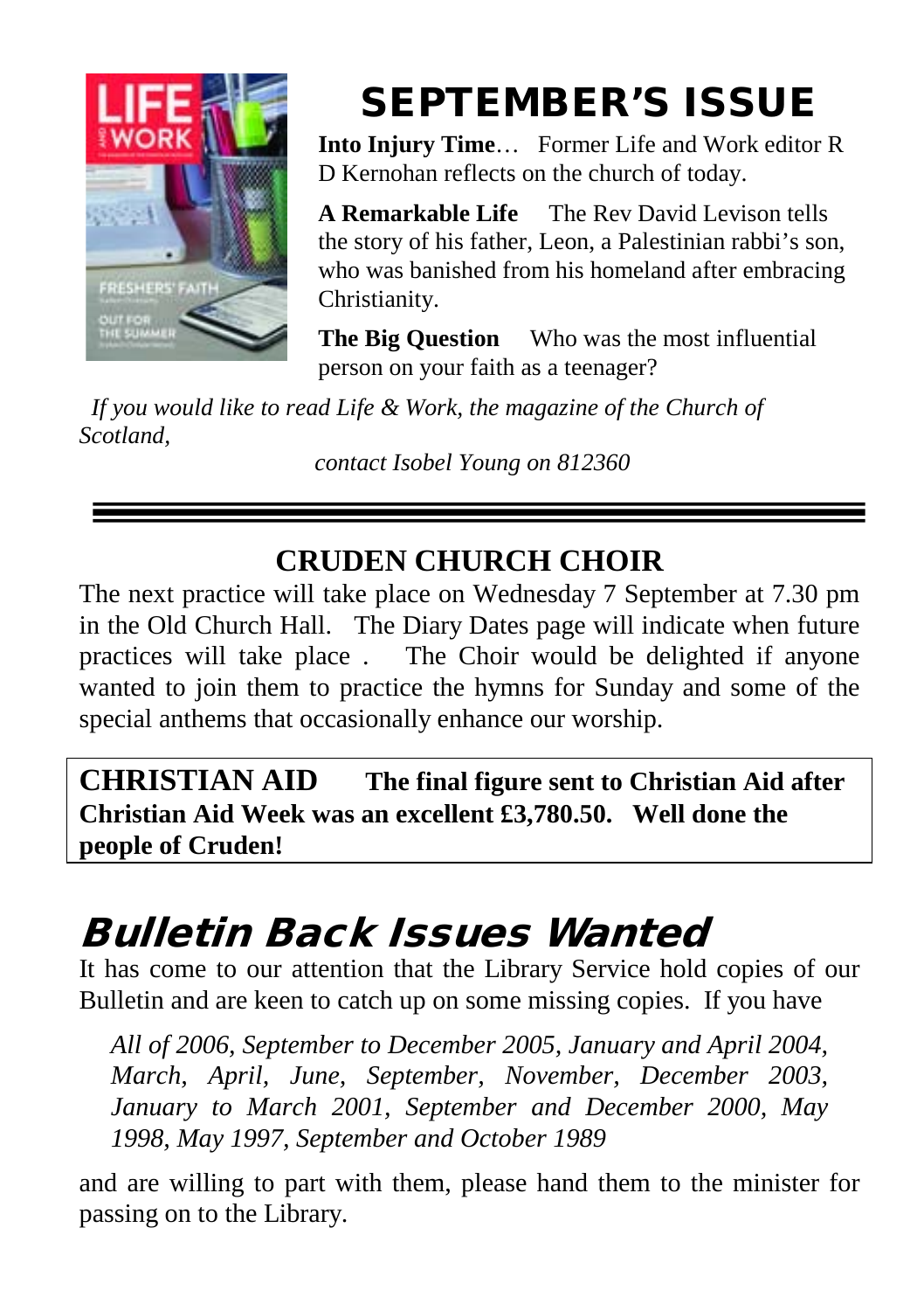# SEPTEMBER'S ISSUE

**Into Injury Time**… Former Life and Work editor R D Kernohan reflects on the church of today.

**A Remarkable Life** The Rev David Levison tells the story of his father, Leon, a Palestinian rabbi's son, who was banished from his homeland after embracing Christianity.

**The Big Question** Who was the most influential person on your faith as a teenager?

*If you would like to read Life & Work, the magazine of the Church of Scotland,*

*contact Isobel Young on 812360*

---

## CRUDEN CHURCH CHOIR

The next practice will take place on Wednesday 7 September at 7.30 pm in the Old Church Hall. The Diary Dates page will indicate when future practices will take place . The Choir would be delighted if anyone wanted to join them to practice the hymns for Sunday and some of the special anthems that occasionally enhance our worship.

**CHRISTIAN AID** **The final figure sent to Christian Aid after Christian Aid Week was an excellent £3,780.50. Well done the people of Cruden!**

# Bulletin Back Issues Wanted

It has come to our attention that the Library Service hold copies of our Bulletin and are keen to catch up on some missing copies. If you have

*All of 2006, September to December 2005, January and April 2004, March, April, June, September, November, December 2003, January to March 2001, September and December 2000, May 1998, May 1997, September and October 1989*

and are willing to part with them, please hand them to the minister for passing on to the Library.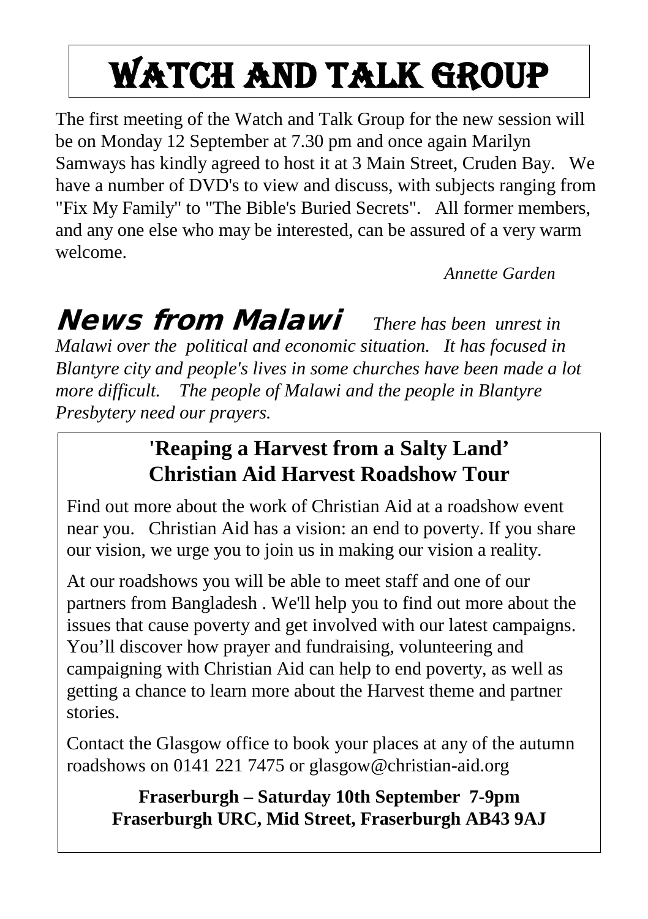# Watch and Talk Group

The first meeting of the Watch and Talk Group for the new session will be on Monday 12 September at 7.30 pm and once again Marilyn Samways has kindly agreed to host it at 3 Main Street, Cruden Bay. We have a number of DVD's to view and discuss, with subjects ranging from "Fix My Family" to "The Bible's Buried Secrets". All former members, and any one else who may be interested, can be assured of a very warm welcome.

*Annette Garden*

**News from Malawi** *There has been unrest in Malawi over the political and economic situation. It has focused in Blantyre city and people's lives in some churches have been made a lot more difficult. The people of Malawi and the people in Blantyre Presbytery need our prayers.*

## 'Reaping a Harvest from a Salty Land' Christian Aid Harvest Roadshow Tour

Find out more about the work of Christian Aid at a roadshow event near you. Christian Aid has a vision: an end to poverty. If you share our vision, we urge you to join us in making our vision a reality.

At our roadshows you will be able to meet staff and one of our partners from Bangladesh . We'll help you to find out more about the issues that cause poverty and get involved with our latest campaigns. You'll discover how prayer and fundraising, volunteering and campaigning with Christian Aid can help to end poverty, as well as getting a chance to learn more about the Harvest theme and partner stories.

Contact the Glasgow office to book your places at any of the autumn roadshows on 0141 221 7475 or glasgow@christian-aid.org

**Fraserburgh – Saturday 10th September 7-9pm**
**Fraserburgh URC, Mid Street, Fraserburgh AB43 9AJ**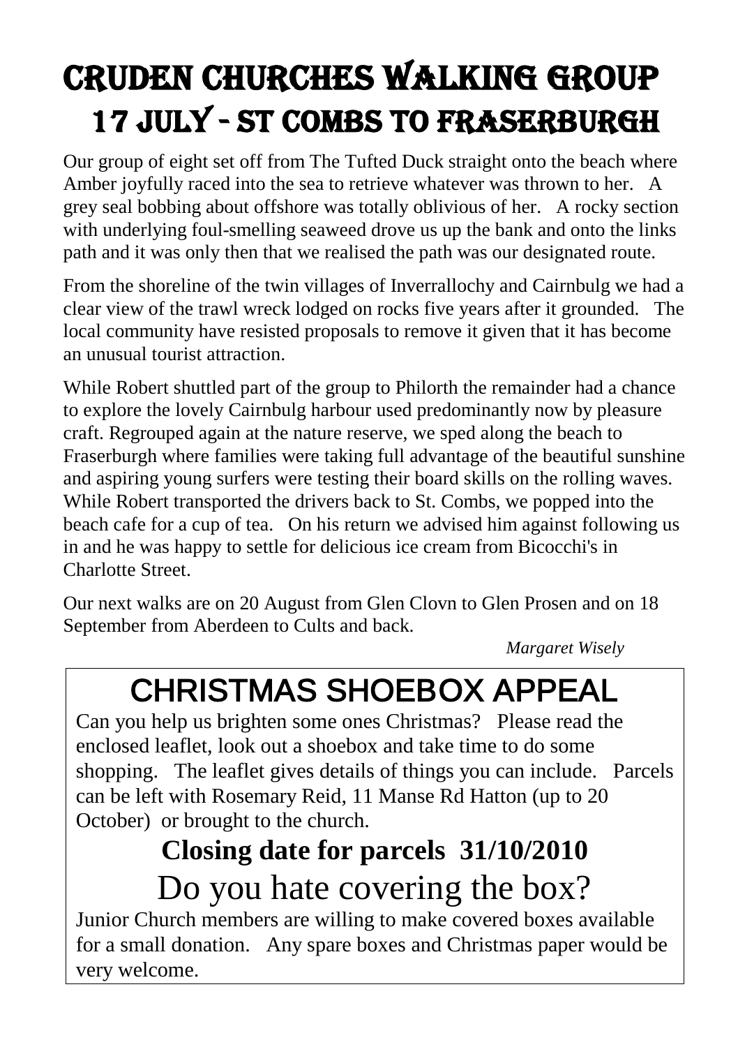# Cruden Churches Walking Group
## 17 July - St Combs to Fraserburgh

Our group of eight set off from The Tufted Duck straight onto the beach where Amber joyfully raced into the sea to retrieve whatever was thrown to her. A grey seal bobbing about offshore was totally oblivious of her. A rocky section with underlying foul-smelling seaweed drove us up the bank and onto the links path and it was only then that we realised the path was our designated route.

From the shoreline of the twin villages of Inverrallochy and Cairnbulg we had a clear view of the trawl wreck lodged on rocks five years after it grounded. The local community have resisted proposals to remove it given that it has become an unusual tourist attraction.

While Robert shuttled part of the group to Philorth the remainder had a chance to explore the lovely Cairnbulg harbour used predominantly now by pleasure craft. Regrouped again at the nature reserve, we sped along the beach to Fraserburgh where families were taking full advantage of the beautiful sunshine and aspiring young surfers were testing their board skills on the rolling waves. While Robert transported the drivers back to St. Combs, we popped into the beach cafe for a cup of tea. On his return we advised him against following us in and he was happy to settle for delicious ice cream from Bicocchi's in Charlotte Street.

Our next walks are on 20 August from Glen Clovn to Glen Prosen and on 18 September from Aberdeen to Cults and back.

*Margaret Wisely*

# CHRISTMAS SHOEBOX APPEAL

Can you help us brighten some ones Christmas? Please read the enclosed leaflet, look out a shoebox and take time to do some shopping. The leaflet gives details of things you can include. Parcels can be left with Rosemary Reid, 11 Manse Rd Hatton (up to 20 October) or brought to the church.

**Closing date for parcels 31/10/2010**

## Do you hate covering the box?

Junior Church members are willing to make covered boxes available for a small donation. Any spare boxes and Christmas paper would be very welcome.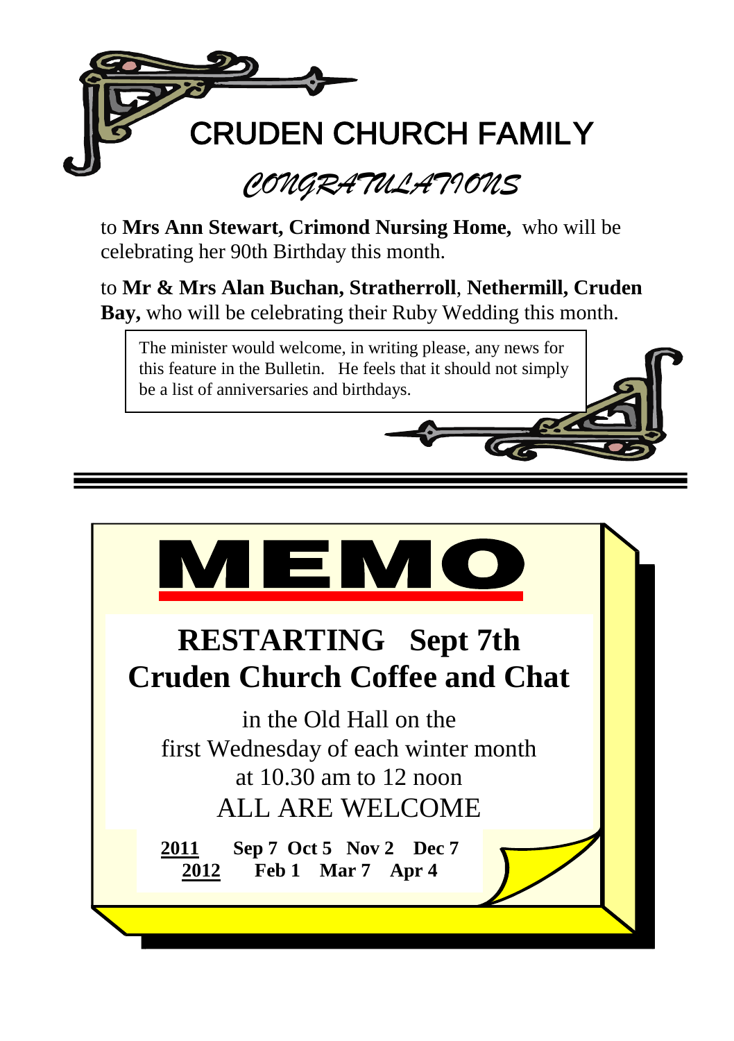# CRUDEN CHURCH FAMILY

## *CONGRATULATIONS*

to **Mrs Ann Stewart, Crimond Nursing Home,** who will be celebrating her 90th Birthday this month.

to **Mr & Mrs Alan Buchan, Stratherroll**, **Nethermill, Cruden Bay,** who will be celebrating their Ruby Wedding this month.

The minister would welcome, in writing please, any news for this feature in the Bulletin. He feels that it should not simply be a list of anniversaries and birthdays.

---

# MEMO

## RESTARTING Sept 7th
## Cruden Church Coffee and Chat

in the Old Hall on the
first Wednesday of each winter month
at 10.30 am to 12 noon
ALL ARE WELCOME

**2011** **Sep 7 Oct 5 Nov 2 Dec 7**
**2012** **Feb 1 Mar 7 Apr 4**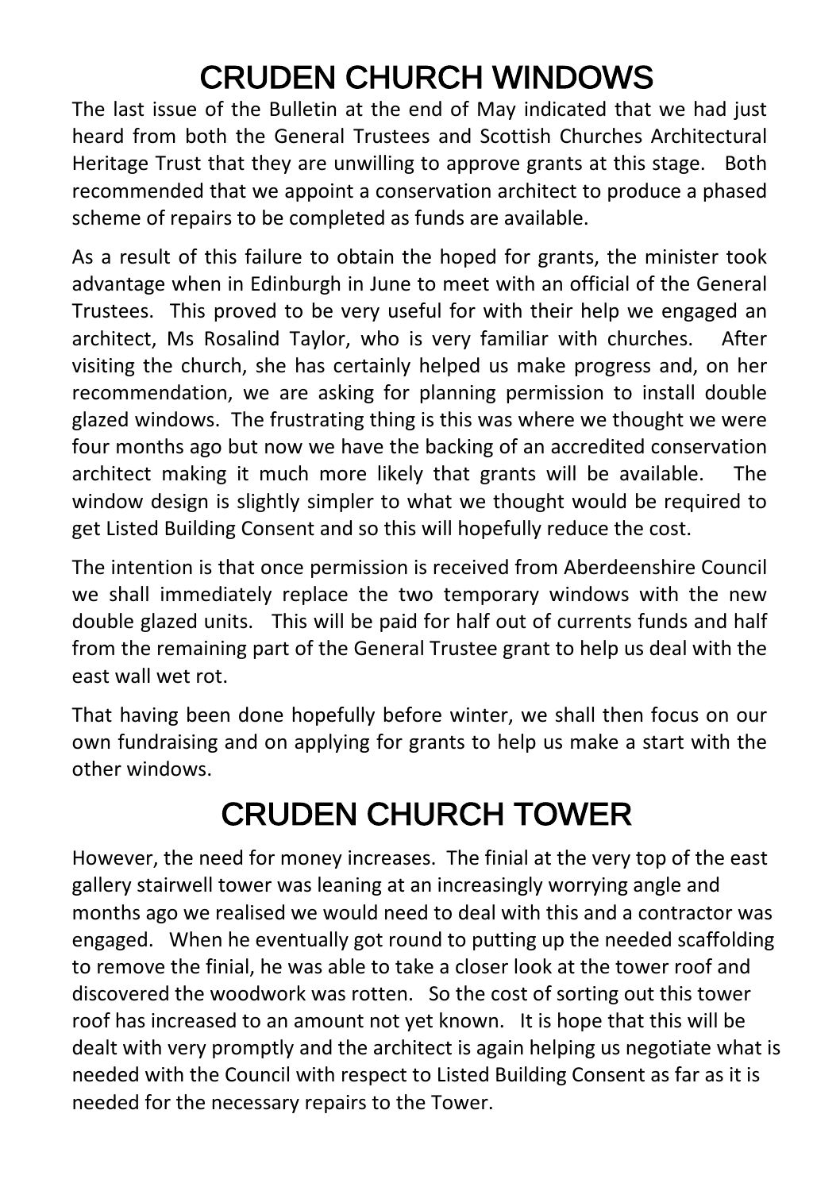# CRUDEN CHURCH WINDOWS

The last issue of the Bulletin at the end of May indicated that we had just heard from both the General Trustees and Scottish Churches Architectural Heritage Trust that they are unwilling to approve grants at this stage. Both recommended that we appoint a conservation architect to produce a phased scheme of repairs to be completed as funds are available.

As a result of this failure to obtain the hoped for grants, the minister took advantage when in Edinburgh in June to meet with an official of the General Trustees. This proved to be very useful for with their help we engaged an architect, Ms Rosalind Taylor, who is very familiar with churches. After visiting the church, she has certainly helped us make progress and, on her recommendation, we are asking for planning permission to install double glazed windows. The frustrating thing is this was where we thought we were four months ago but now we have the backing of an accredited conservation architect making it much more likely that grants will be available. The window design is slightly simpler to what we thought would be required to get Listed Building Consent and so this will hopefully reduce the cost.

The intention is that once permission is received from Aberdeenshire Council we shall immediately replace the two temporary windows with the new double glazed units. This will be paid for half out of currents funds and half from the remaining part of the General Trustee grant to help us deal with the east wall wet rot.

That having been done hopefully before winter, we shall then focus on our own fundraising and on applying for grants to help us make a start with the other windows.

# CRUDEN CHURCH TOWER

However, the need for money increases. The finial at the very top of the east gallery stairwell tower was leaning at an increasingly worrying angle and months ago we realised we would need to deal with this and a contractor was engaged. When he eventually got round to putting up the needed scaffolding to remove the finial, he was able to take a closer look at the tower roof and discovered the woodwork was rotten. So the cost of sorting out this tower roof has increased to an amount not yet known. It is hope that this will be dealt with very promptly and the architect is again helping us negotiate what is needed with the Council with respect to Listed Building Consent as far as it is needed for the necessary repairs to the Tower.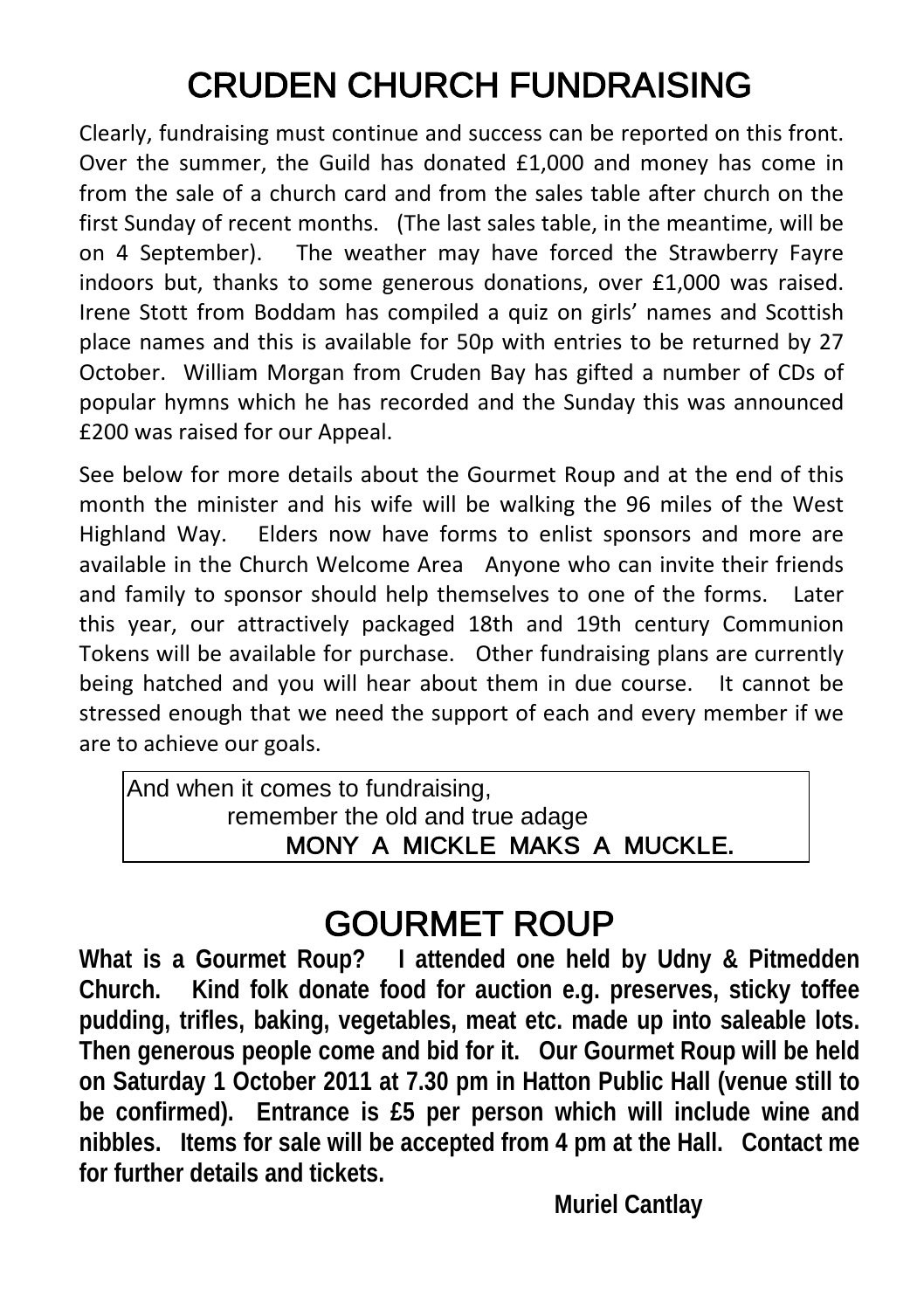# CRUDEN CHURCH FUNDRAISING

Clearly, fundraising must continue and success can be reported on this front. Over the summer, the Guild has donated £1,000 and money has come in from the sale of a church card and from the sales table after church on the first Sunday of recent months. (The last sales table, in the meantime, will be on 4 September). The weather may have forced the Strawberry Fayre indoors but, thanks to some generous donations, over £1,000 was raised. Irene Stott from Boddam has compiled a quiz on girls' names and Scottish place names and this is available for 50p with entries to be returned by 27 October. William Morgan from Cruden Bay has gifted a number of CDs of popular hymns which he has recorded and the Sunday this was announced £200 was raised for our Appeal.

See below for more details about the Gourmet Roup and at the end of this month the minister and his wife will be walking the 96 miles of the West Highland Way. Elders now have forms to enlist sponsors and more are available in the Church Welcome Area Anyone who can invite their friends and family to sponsor should help themselves to one of the forms. Later this year, our attractively packaged 18th and 19th century Communion Tokens will be available for purchase. Other fundraising plans are currently being hatched and you will hear about them in due course. It cannot be stressed enough that we need the support of each and every member if we are to achieve our goals.

And when it comes to fundraising,
remember the old and true adage
MONY A MICKLE MAKS A MUCKLE.

# GOURMET ROUP

**What is a Gourmet Roup? I attended one held by Udny & Pitmedden Church. Kind folk donate food for auction e.g. preserves, sticky toffee pudding, trifles, baking, vegetables, meat etc. made up into saleable lots. Then generous people come and bid for it. Our Gourmet Roup will be held on Saturday 1 October 2011 at 7.30 pm in Hatton Public Hall (venue still to be confirmed). Entrance is £5 per person which will include wine and nibbles. Items for sale will be accepted from 4 pm at the Hall. Contact me for further details and tickets.**

**Muriel Cantlay**